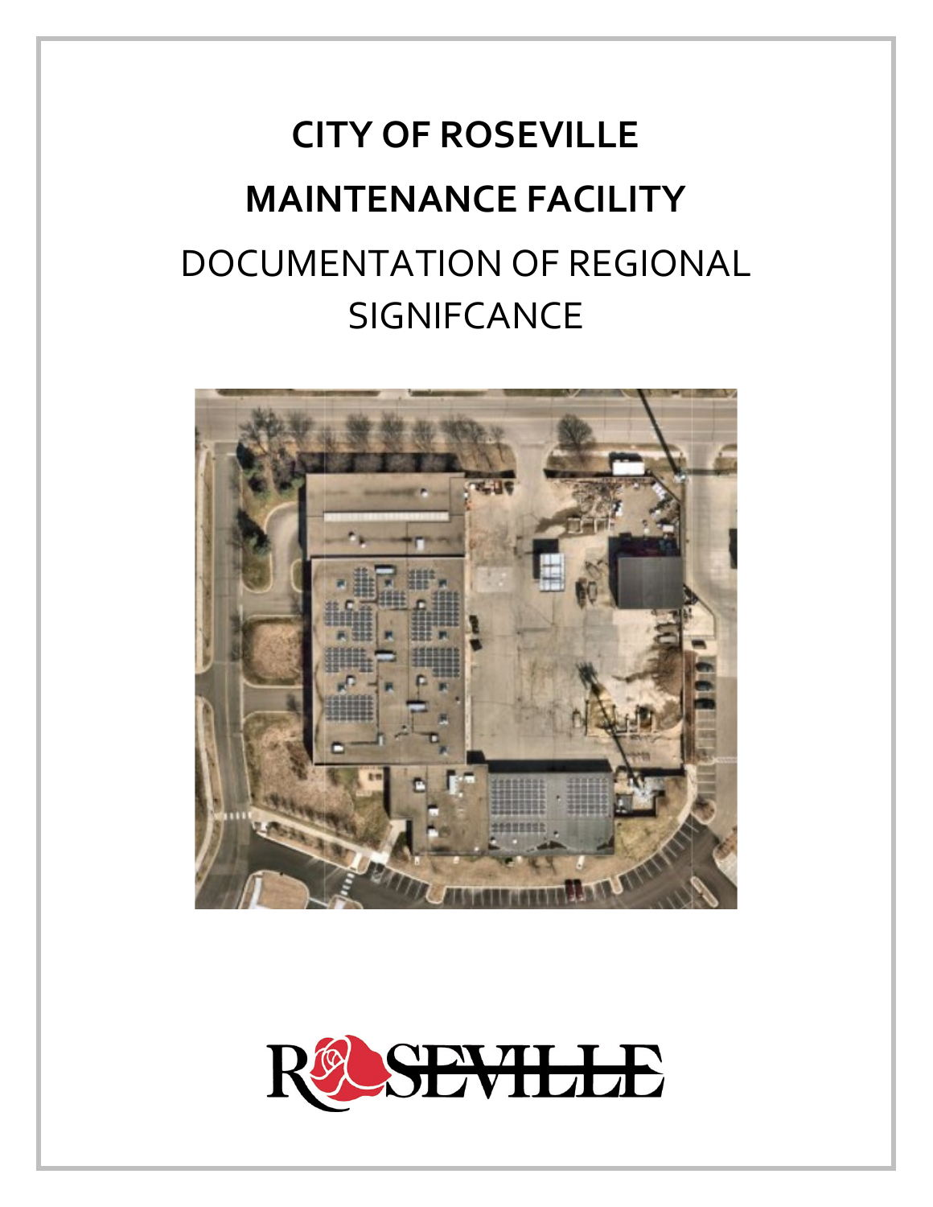# CITY OF ROSEVILLE

# MAINTENANCE FACILITY

DOCUMENTATION OF REGIONAL SIGNIFCANCE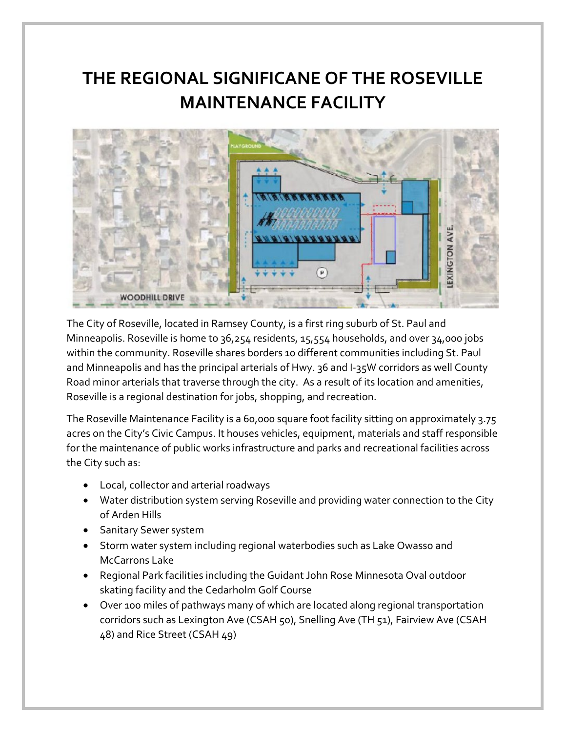# THE REGIONAL SIGNIFICANE OF THE ROSEVILLE MAINTENANCE FACILITY

The City of Roseville, located in Ramsey County, is a first ring suburb of St. Paul and Minneapolis. Roseville is home to 36,254 residents, 15,554 households, and over 34,000 jobs within the community. Roseville shares borders 10 different communities including St. Paul and Minneapolis and has the principal arterials of Hwy. 36 and I-35W corridors as well County Road minor arterials that traverse through the city. As a result of its location and amenities, Roseville is a regional destination for jobs, shopping, and recreation.

The Roseville Maintenance Facility is a 60,000 square foot facility sitting on approximately 3.75 acres on the City's Civic Campus. It houses vehicles, equipment, materials and staff responsible for the maintenance of public works infrastructure and parks and recreational facilities across the City such as:

- Local, collector and arterial roadways
- Water distribution system serving Roseville and providing water connection to the City of Arden Hills
- Sanitary Sewer system
- Storm water system including regional waterbodies such as Lake Owasso and McCarrons Lake
- Regional Park facilities including the Guidant John Rose Minnesota Oval outdoor skating facility and the Cedarholm Golf Course
- Over 100 miles of pathways many of which are located along regional transportation corridors such as Lexington Ave (CSAH 50), Snelling Ave (TH 51), Fairview Ave (CSAH 48) and Rice Street (CSAH 49)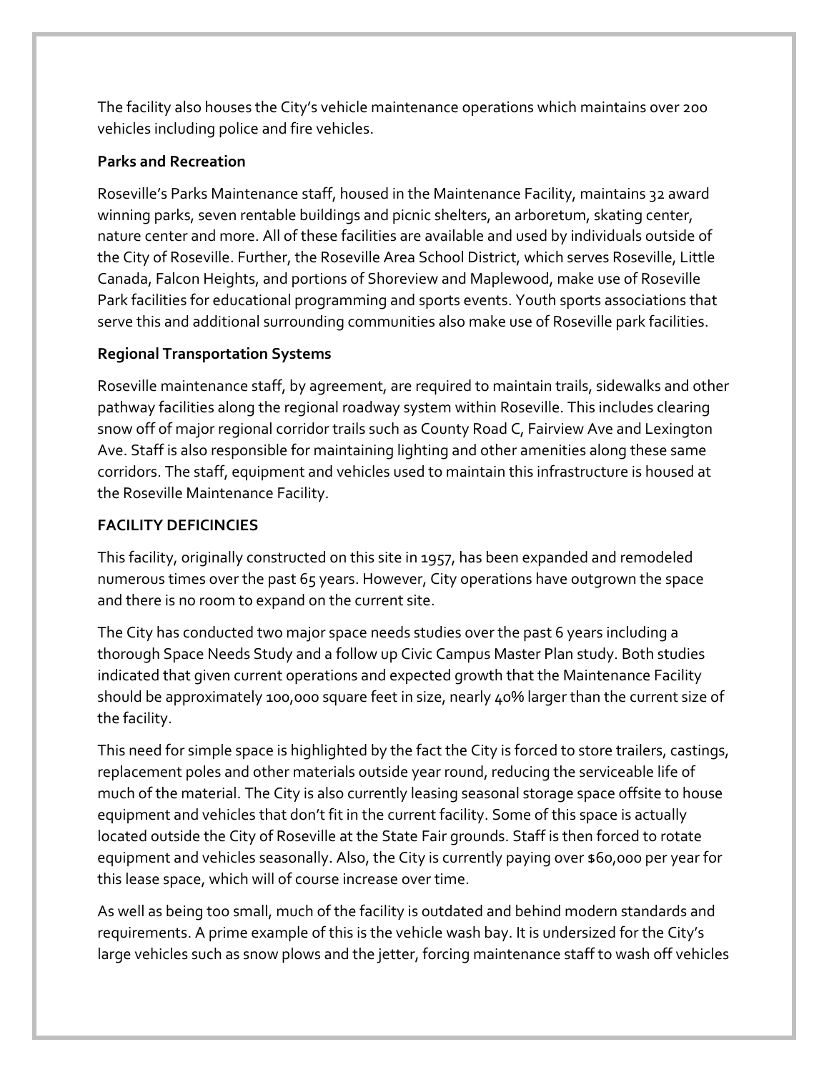The facility also houses the City's vehicle maintenance operations which maintains over 200 vehicles including police and fire vehicles.

**Parks and Recreation**

Roseville's Parks Maintenance staff, housed in the Maintenance Facility, maintains 32 award winning parks, seven rentable buildings and picnic shelters, an arboretum, skating center, nature center and more. All of these facilities are available and used by individuals outside of the City of Roseville. Further, the Roseville Area School District, which serves Roseville, Little Canada, Falcon Heights, and portions of Shoreview and Maplewood, make use of Roseville Park facilities for educational programming and sports events. Youth sports associations that serve this and additional surrounding communities also make use of Roseville park facilities.

**Regional Transportation Systems**

Roseville maintenance staff, by agreement, are required to maintain trails, sidewalks and other pathway facilities along the regional roadway system within Roseville. This includes clearing snow off of major regional corridor trails such as County Road C, Fairview Ave and Lexington Ave. Staff is also responsible for maintaining lighting and other amenities along these same corridors. The staff, equipment and vehicles used to maintain this infrastructure is housed at the Roseville Maintenance Facility.

**FACILITY DEFICINCIES**

This facility, originally constructed on this site in 1957, has been expanded and remodeled numerous times over the past 65 years. However, City operations have outgrown the space and there is no room to expand on the current site.

The City has conducted two major space needs studies over the past 6 years including a thorough Space Needs Study and a follow up Civic Campus Master Plan study. Both studies indicated that given current operations and expected growth that the Maintenance Facility should be approximately 100,000 square feet in size, nearly 40% larger than the current size of the facility.

This need for simple space is highlighted by the fact the City is forced to store trailers, castings, replacement poles and other materials outside year round, reducing the serviceable life of much of the material. The City is also currently leasing seasonal storage space offsite to house equipment and vehicles that don't fit in the current facility. Some of this space is actually located outside the City of Roseville at the State Fair grounds. Staff is then forced to rotate equipment and vehicles seasonally. Also, the City is currently paying over $60,000 per year for this lease space, which will of course increase over time.

As well as being too small, much of the facility is outdated and behind modern standards and requirements. A prime example of this is the vehicle wash bay. It is undersized for the City's large vehicles such as snow plows and the jetter, forcing maintenance staff to wash off vehicles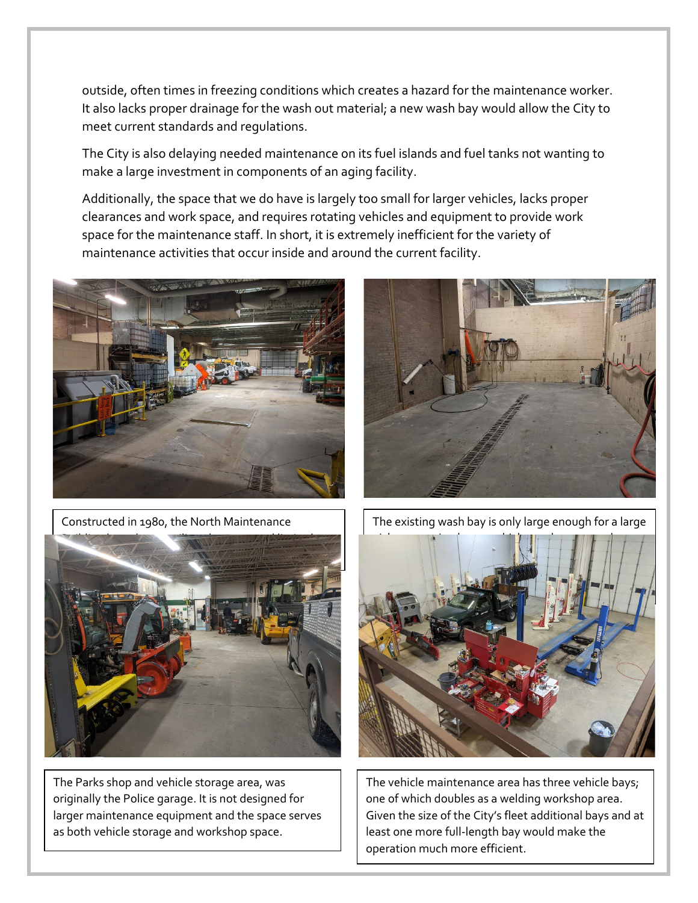outside, often times in freezing conditions which creates a hazard for the maintenance worker. It also lacks proper drainage for the wash out material; a new wash bay would allow the City to meet current standards and regulations.

The City is also delaying needed maintenance on its fuel islands and fuel tanks not wanting to make a large investment in components of an aging facility.

Additionally, the space that we do have is largely too small for larger vehicles, lacks proper clearances and work space, and requires rotating vehicles and equipment to provide work space for the maintenance staff. In short, it is extremely inefficient for the variety of maintenance activities that occur inside and around the current facility.

Constructed in 1980, the North Maintenance

The existing wash bay is only large enough for a large

The Parks shop and vehicle storage area, was originally the Police garage. It is not designed for larger maintenance equipment and the space serves as both vehicle storage and workshop space.

The vehicle maintenance area has three vehicle bays; one of which doubles as a welding workshop area. Given the size of the City's fleet additional bays and at least one more full-length bay would make the operation much more efficient.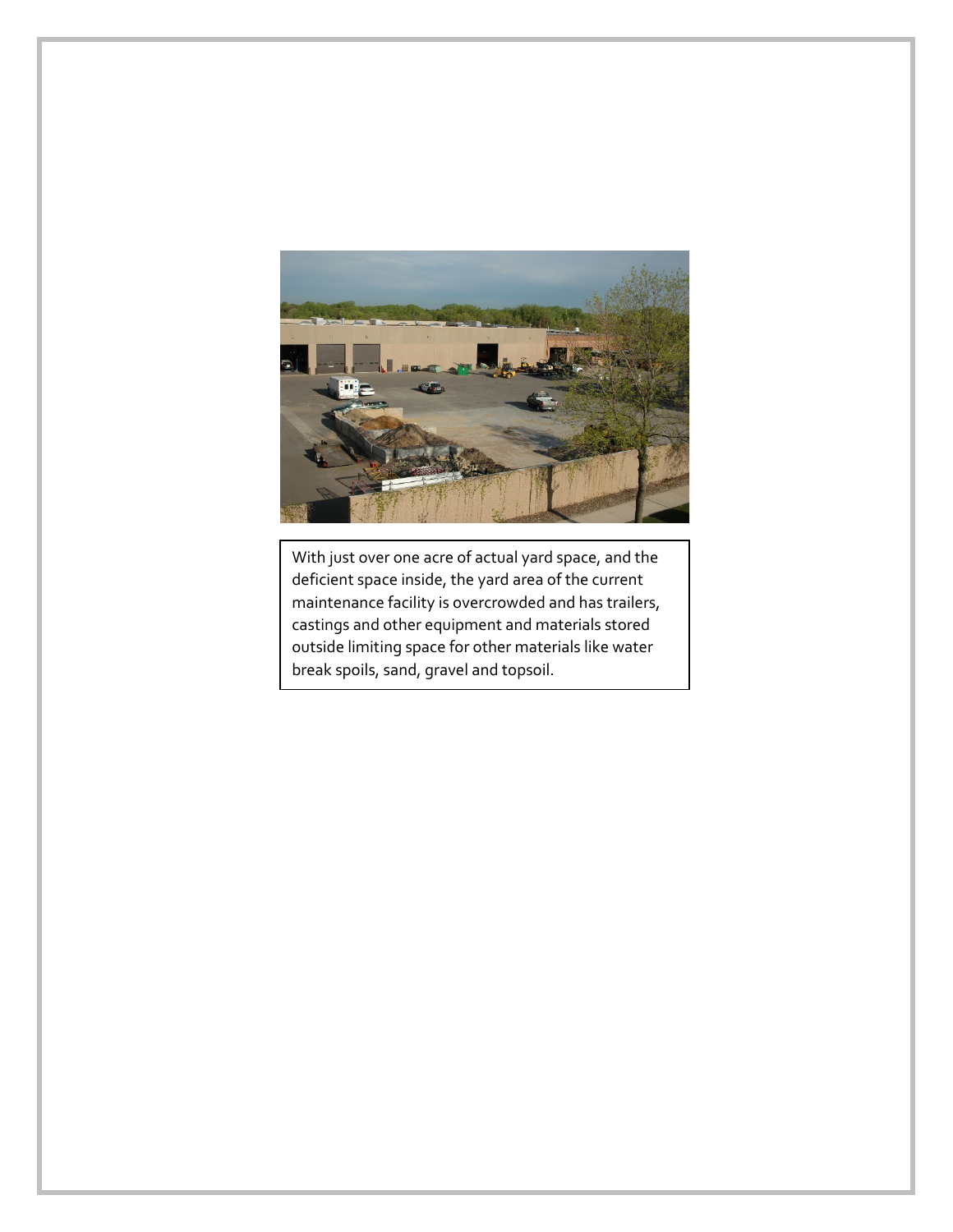With just over one acre of actual yard space, and the deficient space inside, the yard area of the current maintenance facility is overcrowded and has trailers, castings and other equipment and materials stored outside limiting space for other materials like water break spoils, sand, gravel and topsoil.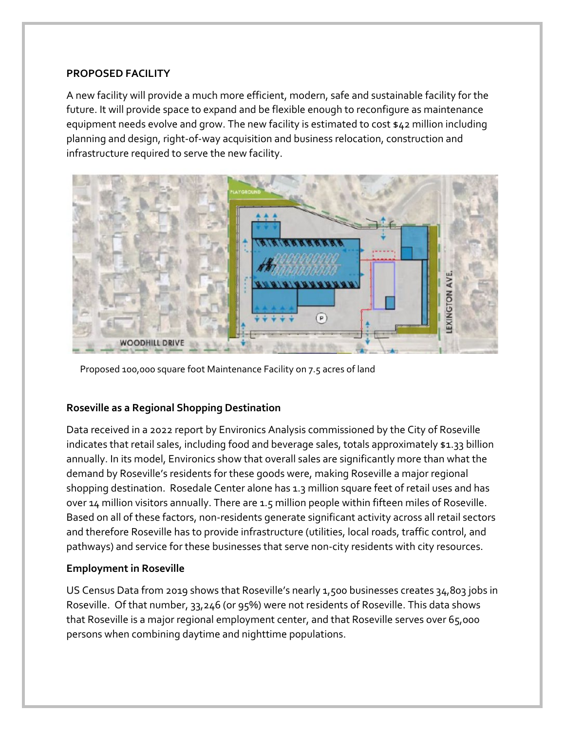**PROPOSED FACILITY**

A new facility will provide a much more efficient, modern, safe and sustainable facility for the future. It will provide space to expand and be flexible enough to reconfigure as maintenance equipment needs evolve and grow. The new facility is estimated to cost $42 million including planning and design, right-of-way acquisition and business relocation, construction and infrastructure required to serve the new facility.

Proposed 100,000 square foot Maintenance Facility on 7.5 acres of land

**Roseville as a Regional Shopping Destination**

Data received in a 2022 report by Environics Analysis commissioned by the City of Roseville indicates that retail sales, including food and beverage sales, totals approximately $1.33 billion annually. In its model, Environics show that overall sales are significantly more than what the demand by Roseville's residents for these goods were, making Roseville a major regional shopping destination. Rosedale Center alone has 1.3 million square feet of retail uses and has over 14 million visitors annually. There are 1.5 million people within fifteen miles of Roseville. Based on all of these factors, non-residents generate significant activity across all retail sectors and therefore Roseville has to provide infrastructure (utilities, local roads, traffic control, and pathways) and service for these businesses that serve non-city residents with city resources.

**Employment in Roseville**

US Census Data from 2019 shows that Roseville's nearly 1,500 businesses creates 34,803 jobs in Roseville. Of that number, 33,246 (or 95%) were not residents of Roseville. This data shows that Roseville is a major regional employment center, and that Roseville serves over 65,000 persons when combining daytime and nighttime populations.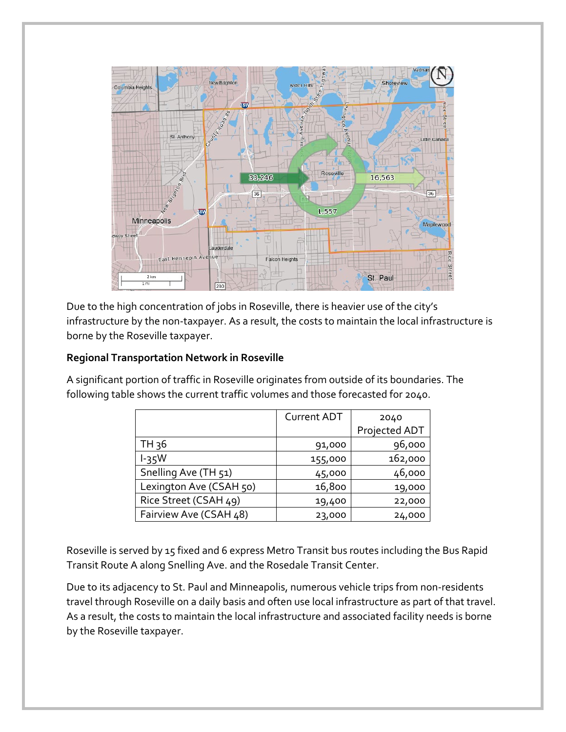Due to the high concentration of jobs in Roseville, there is heavier use of the city's infrastructure by the non-taxpayer. As a result, the costs to maintain the local infrastructure is borne by the Roseville taxpayer.

**Regional Transportation Network in Roseville**

A significant portion of traffic in Roseville originates from outside of its boundaries. The following table shows the current traffic volumes and those forecasted for 2040.

| | Current ADT | 2040 Projected ADT |
|---|---|---|
| TH 36 | 91,000 | 96,000 |
| I-35W | 155,000 | 162,000 |
| Snelling Ave (TH 51) | 45,000 | 46,000 |
| Lexington Ave (CSAH 50) | 16,800 | 19,000 |
| Rice Street (CSAH 49) | 19,400 | 22,000 |
| Fairview Ave (CSAH 48) | 23,000 | 24,000 |

Roseville is served by 15 fixed and 6 express Metro Transit bus routes including the Bus Rapid Transit Route A along Snelling Ave. and the Rosedale Transit Center.

Due to its adjacency to St. Paul and Minneapolis, numerous vehicle trips from non-residents travel through Roseville on a daily basis and often use local infrastructure as part of that travel. As a result, the costs to maintain the local infrastructure and associated facility needs is borne by the Roseville taxpayer.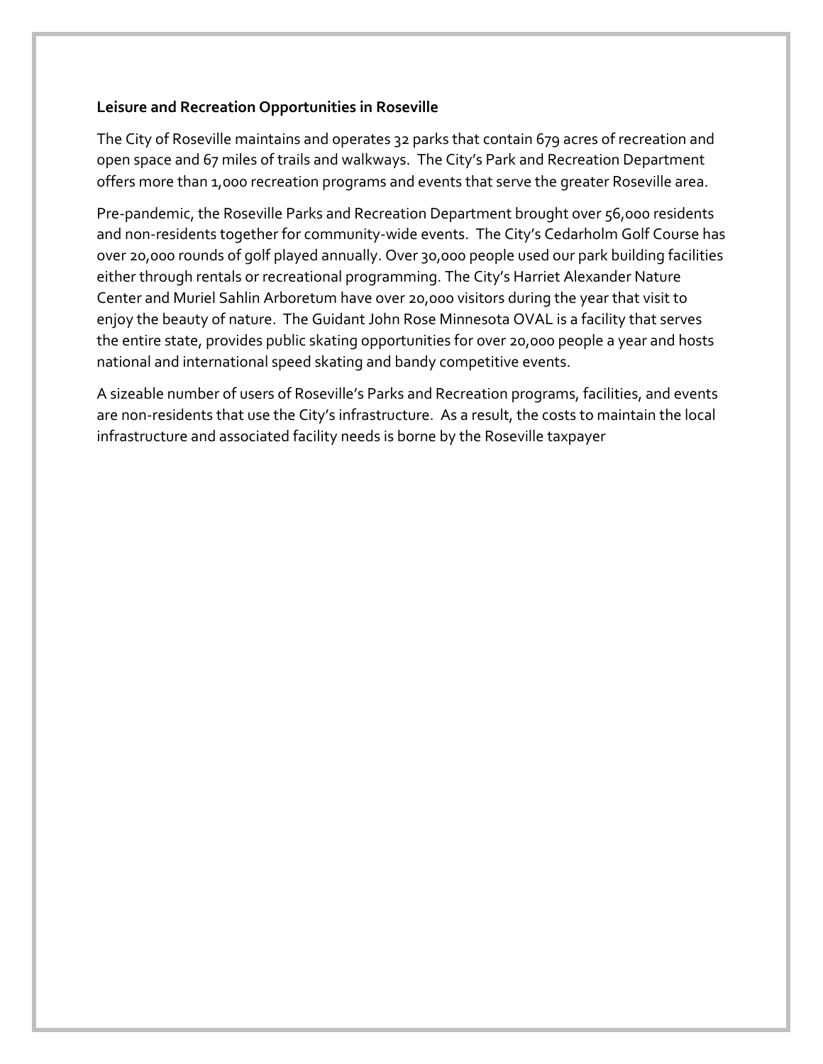**Leisure and Recreation Opportunities in Roseville**

The City of Roseville maintains and operates 32 parks that contain 679 acres of recreation and open space and 67 miles of trails and walkways. The City's Park and Recreation Department offers more than 1,000 recreation programs and events that serve the greater Roseville area.

Pre-pandemic, the Roseville Parks and Recreation Department brought over 56,000 residents and non-residents together for community-wide events. The City's Cedarholm Golf Course has over 20,000 rounds of golf played annually. Over 30,000 people used our park building facilities either through rentals or recreational programming. The City's Harriet Alexander Nature Center and Muriel Sahlin Arboretum have over 20,000 visitors during the year that visit to enjoy the beauty of nature. The Guidant John Rose Minnesota OVAL is a facility that serves the entire state, provides public skating opportunities for over 20,000 people a year and hosts national and international speed skating and bandy competitive events.

A sizeable number of users of Roseville's Parks and Recreation programs, facilities, and events are non-residents that use the City's infrastructure. As a result, the costs to maintain the local infrastructure and associated facility needs is borne by the Roseville taxpayer